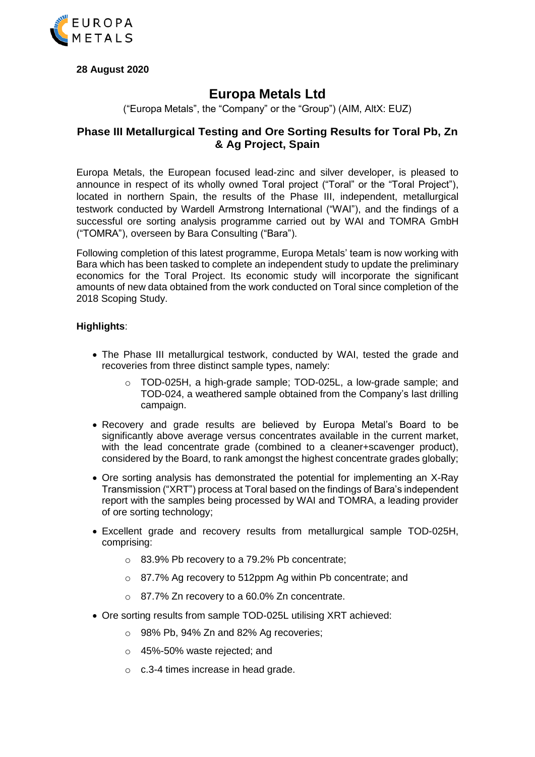**28 August 2020**

# Europa Metals Ltd

("Europa Metals", the "Company" or the "Group") (AIM, AltX: EUZ)

## Phase III Metallurgical Testing and Ore Sorting Results for Toral Pb, Zn & Ag Project, Spain

Europa Metals, the European focused lead-zinc and silver developer, is pleased to announce in respect of its wholly owned Toral project ("Toral" or the "Toral Project"), located in northern Spain, the results of the Phase III, independent, metallurgical testwork conducted by Wardell Armstrong International ("WAI"), and the findings of a successful ore sorting analysis programme carried out by WAI and TOMRA GmbH ("TOMRA"), overseen by Bara Consulting ("Bara").

Following completion of this latest programme, Europa Metals' team is now working with Bara which has been tasked to complete an independent study to update the preliminary economics for the Toral Project. Its economic study will incorporate the significant amounts of new data obtained from the work conducted on Toral since completion of the 2018 Scoping Study.

**Highlights**:

- The Phase III metallurgical testwork, conducted by WAI, tested the grade and recoveries from three distinct sample types, namely:
  - TOD-025H, a high-grade sample; TOD-025L, a low-grade sample; and TOD-024, a weathered sample obtained from the Company's last drilling campaign.
- Recovery and grade results are believed by Europa Metal's Board to be significantly above average versus concentrates available in the current market, with the lead concentrate grade (combined to a cleaner+scavenger product), considered by the Board, to rank amongst the highest concentrate grades globally;
- Ore sorting analysis has demonstrated the potential for implementing an X-Ray Transmission ("XRT") process at Toral based on the findings of Bara's independent report with the samples being processed by WAI and TOMRA, a leading provider of ore sorting technology;
- Excellent grade and recovery results from metallurgical sample TOD-025H, comprising:
  - 83.9% Pb recovery to a 79.2% Pb concentrate;
  - 87.7% Ag recovery to 512ppm Ag within Pb concentrate; and
  - 87.7% Zn recovery to a 60.0% Zn concentrate.
- Ore sorting results from sample TOD-025L utilising XRT achieved:
  - 98% Pb, 94% Zn and 82% Ag recoveries;
  - 45%-50% waste rejected; and
  - c.3-4 times increase in head grade.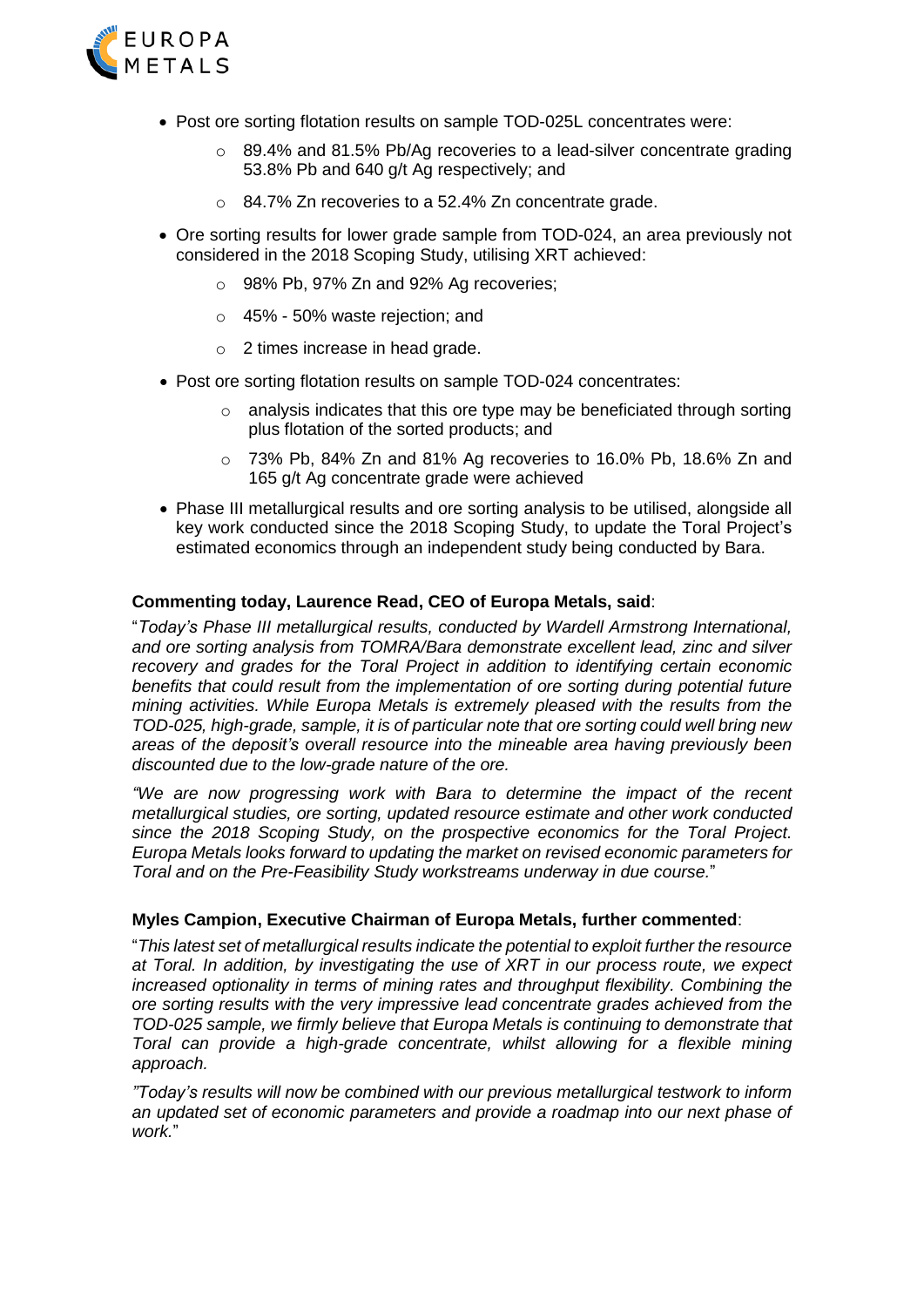- Post ore sorting flotation results on sample TOD-025L concentrates were:
  - 89.4% and 81.5% Pb/Ag recoveries to a lead-silver concentrate grading 53.8% Pb and 640 g/t Ag respectively; and
  - 84.7% Zn recoveries to a 52.4% Zn concentrate grade.
- Ore sorting results for lower grade sample from TOD-024, an area previously not considered in the 2018 Scoping Study, utilising XRT achieved:
  - 98% Pb, 97% Zn and 92% Ag recoveries;
  - 45% - 50% waste rejection; and
  - 2 times increase in head grade.
- Post ore sorting flotation results on sample TOD-024 concentrates:
  - analysis indicates that this ore type may be beneficiated through sorting plus flotation of the sorted products; and
  - 73% Pb, 84% Zn and 81% Ag recoveries to 16.0% Pb, 18.6% Zn and 165 g/t Ag concentrate grade were achieved
- Phase III metallurgical results and ore sorting analysis to be utilised, alongside all key work conducted since the 2018 Scoping Study, to update the Toral Project's estimated economics through an independent study being conducted by Bara.

**Commenting today, Laurence Read, CEO of Europa Metals, said**:

"*Today's Phase III metallurgical results, conducted by Wardell Armstrong International, and ore sorting analysis from TOMRA/Bara demonstrate excellent lead, zinc and silver recovery and grades for the Toral Project in addition to identifying certain economic benefits that could result from the implementation of ore sorting during potential future mining activities. While Europa Metals is extremely pleased with the results from the TOD-025, high-grade, sample, it is of particular note that ore sorting could well bring new areas of the deposit's overall resource into the mineable area having previously been discounted due to the low-grade nature of the ore.*

*"We are now progressing work with Bara to determine the impact of the recent metallurgical studies, ore sorting, updated resource estimate and other work conducted since the 2018 Scoping Study, on the prospective economics for the Toral Project. Europa Metals looks forward to updating the market on revised economic parameters for Toral and on the Pre-Feasibility Study workstreams underway in due course.*"

**Myles Campion, Executive Chairman of Europa Metals, further commented**:

"*This latest set of metallurgical results indicate the potential to exploit further the resource at Toral. In addition, by investigating the use of XRT in our process route, we expect increased optionality in terms of mining rates and throughput flexibility. Combining the ore sorting results with the very impressive lead concentrate grades achieved from the TOD-025 sample, we firmly believe that Europa Metals is continuing to demonstrate that Toral can provide a high-grade concentrate, whilst allowing for a flexible mining approach.*

*"Today's results will now be combined with our previous metallurgical testwork to inform an updated set of economic parameters and provide a roadmap into our next phase of work.*"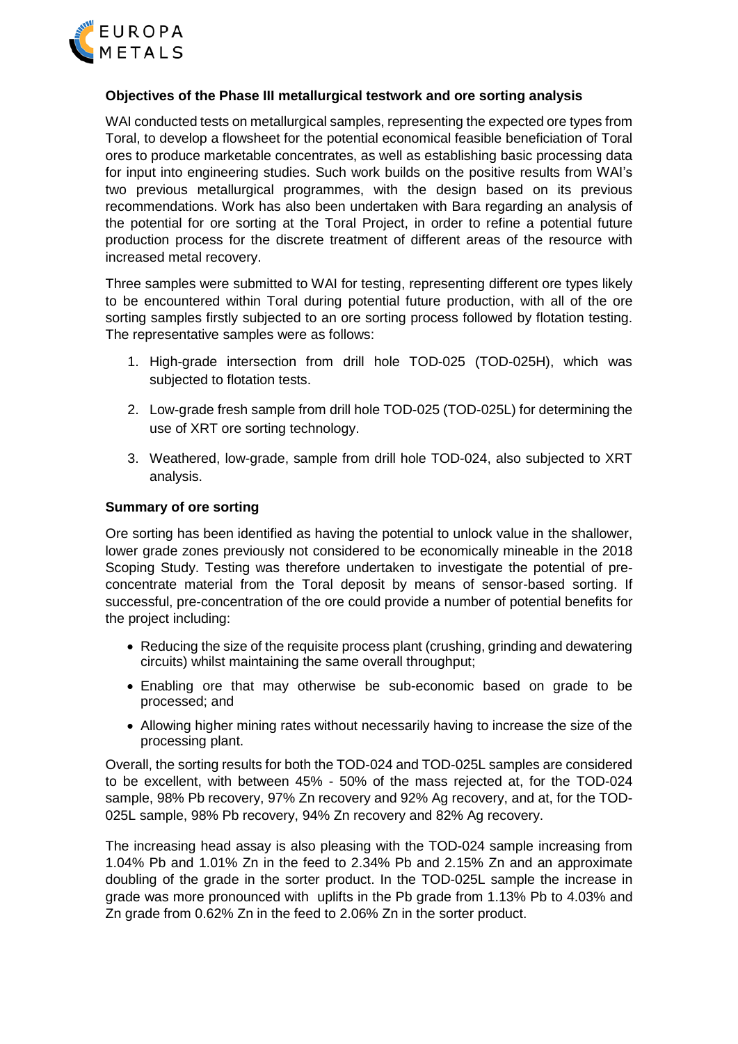**Objectives of the Phase III metallurgical testwork and ore sorting analysis**

WAI conducted tests on metallurgical samples, representing the expected ore types from Toral, to develop a flowsheet for the potential economical feasible beneficiation of Toral ores to produce marketable concentrates, as well as establishing basic processing data for input into engineering studies. Such work builds on the positive results from WAI's two previous metallurgical programmes, with the design based on its previous recommendations. Work has also been undertaken with Bara regarding an analysis of the potential for ore sorting at the Toral Project, in order to refine a potential future production process for the discrete treatment of different areas of the resource with increased metal recovery.

Three samples were submitted to WAI for testing, representing different ore types likely to be encountered within Toral during potential future production, with all of the ore sorting samples firstly subjected to an ore sorting process followed by flotation testing. The representative samples were as follows:

1. High-grade intersection from drill hole TOD-025 (TOD-025H), which was subjected to flotation tests.
2. Low-grade fresh sample from drill hole TOD-025 (TOD-025L) for determining the use of XRT ore sorting technology.
3. Weathered, low-grade, sample from drill hole TOD-024, also subjected to XRT analysis.

**Summary of ore sorting**

Ore sorting has been identified as having the potential to unlock value in the shallower, lower grade zones previously not considered to be economically mineable in the 2018 Scoping Study. Testing was therefore undertaken to investigate the potential of pre-concentrate material from the Toral deposit by means of sensor-based sorting. If successful, pre-concentration of the ore could provide a number of potential benefits for the project including:

- Reducing the size of the requisite process plant (crushing, grinding and dewatering circuits) whilst maintaining the same overall throughput;
- Enabling ore that may otherwise be sub-economic based on grade to be processed; and
- Allowing higher mining rates without necessarily having to increase the size of the processing plant.

Overall, the sorting results for both the TOD-024 and TOD-025L samples are considered to be excellent, with between 45% - 50% of the mass rejected at, for the TOD-024 sample, 98% Pb recovery, 97% Zn recovery and 92% Ag recovery, and at, for the TOD-025L sample, 98% Pb recovery, 94% Zn recovery and 82% Ag recovery.

The increasing head assay is also pleasing with the TOD-024 sample increasing from 1.04% Pb and 1.01% Zn in the feed to 2.34% Pb and 2.15% Zn and an approximate doubling of the grade in the sorter product. In the TOD-025L sample the increase in grade was more pronounced with uplifts in the Pb grade from 1.13% Pb to 4.03% and Zn grade from 0.62% Zn in the feed to 2.06% Zn in the sorter product.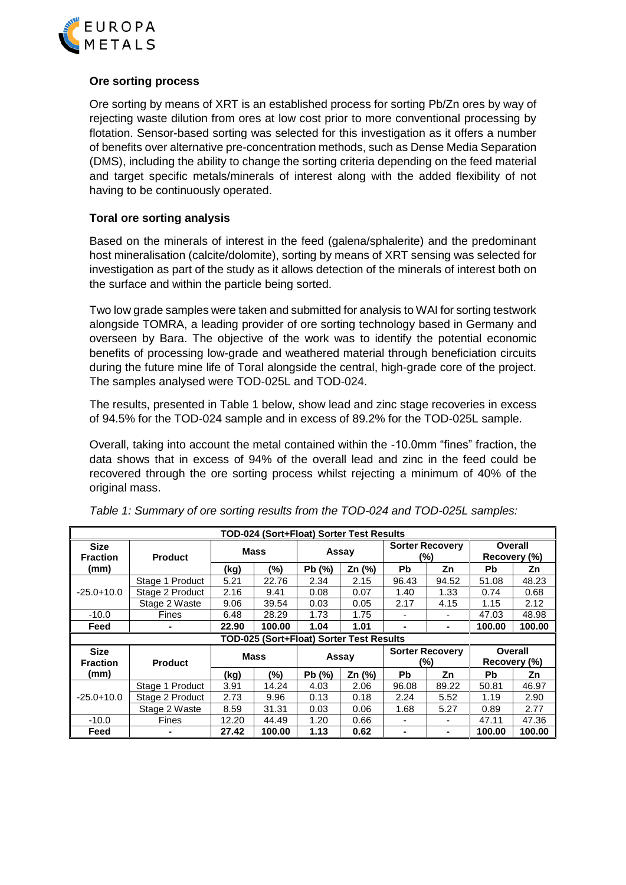### Ore sorting process

Ore sorting by means of XRT is an established process for sorting Pb/Zn ores by way of rejecting waste dilution from ores at low cost prior to more conventional processing by flotation. Sensor-based sorting was selected for this investigation as it offers a number of benefits over alternative pre-concentration methods, such as Dense Media Separation (DMS), including the ability to change the sorting criteria depending on the feed material and target specific metals/minerals of interest along with the added flexibility of not having to be continuously operated.

### Toral ore sorting analysis

Based on the minerals of interest in the feed (galena/sphalerite) and the predominant host mineralisation (calcite/dolomite), sorting by means of XRT sensing was selected for investigation as part of the study as it allows detection of the minerals of interest both on the surface and within the particle being sorted.

Two low grade samples were taken and submitted for analysis to WAI for sorting testwork alongside TOMRA, a leading provider of ore sorting technology based in Germany and overseen by Bara. The objective of the work was to identify the potential economic benefits of processing low-grade and weathered material through beneficiation circuits during the future mine life of Toral alongside the central, high-grade core of the project. The samples analysed were TOD-025L and TOD-024.

The results, presented in Table 1 below, show lead and zinc stage recoveries in excess of 94.5% for the TOD-024 sample and in excess of 89.2% for the TOD-025L sample.

Overall, taking into account the metal contained within the -10.0mm "fines" fraction, the data shows that in excess of 94% of the overall lead and zinc in the feed could be recovered through the ore sorting process whilst rejecting a minimum of 40% of the original mass.

*Table 1: Summary of ore sorting results from the TOD-024 and TOD-025L samples:*

| TOD-024 (Sort+Float) Sorter Test Results | | | | | | | | | |
|---|---|---|---|---|---|---|---|---|---|
| **Size Fraction (mm)** | **Product** | **Mass** | | **Assay** | | **Sorter Recovery (%)** | | **Overall Recovery (%)** | |
| | | **(kg)** | **(%)** | **Pb (%)** | **Zn (%)** | **Pb** | **Zn** | **Pb** | **Zn** |
| -25.0+10.0 | Stage 1 Product | 5.21 | 22.76 | 2.34 | 2.15 | 96.43 | 94.52 | 51.08 | 48.23 |
| | Stage 2 Product | 2.16 | 9.41 | 0.08 | 0.07 | 1.40 | 1.33 | 0.74 | 0.68 |
| | Stage 2 Waste | 9.06 | 39.54 | 0.03 | 0.05 | 2.17 | 4.15 | 1.15 | 2.12 |
| -10.0 | Fines | 6.48 | 28.29 | 1.73 | 1.75 | - | - | 47.03 | 48.98 |
| **Feed** | **-** | **22.90** | **100.00** | **1.04** | **1.01** | **-** | **-** | **100.00** | **100.00** |
| **TOD-025 (Sort+Float) Sorter Test Results** | | | | | | | | | |
| **Size Fraction (mm)** | **Product** | **Mass** | | **Assay** | | **Sorter Recovery (%)** | | **Overall Recovery (%)** | |
| | | **(kg)** | **(%)** | **Pb (%)** | **Zn (%)** | **Pb** | **Zn** | **Pb** | **Zn** |
| -25.0+10.0 | Stage 1 Product | 3.91 | 14.24 | 4.03 | 2.06 | 96.08 | 89.22 | 50.81 | 46.97 |
| | Stage 2 Product | 2.73 | 9.96 | 0.13 | 0.18 | 2.24 | 5.52 | 1.19 | 2.90 |
| | Stage 2 Waste | 8.59 | 31.31 | 0.03 | 0.06 | 1.68 | 5.27 | 0.89 | 2.77 |
| -10.0 | Fines | 12.20 | 44.49 | 1.20 | 0.66 | - | - | 47.11 | 47.36 |
| **Feed** | **-** | **27.42** | **100.00** | **1.13** | **0.62** | **-** | **-** | **100.00** | **100.00** |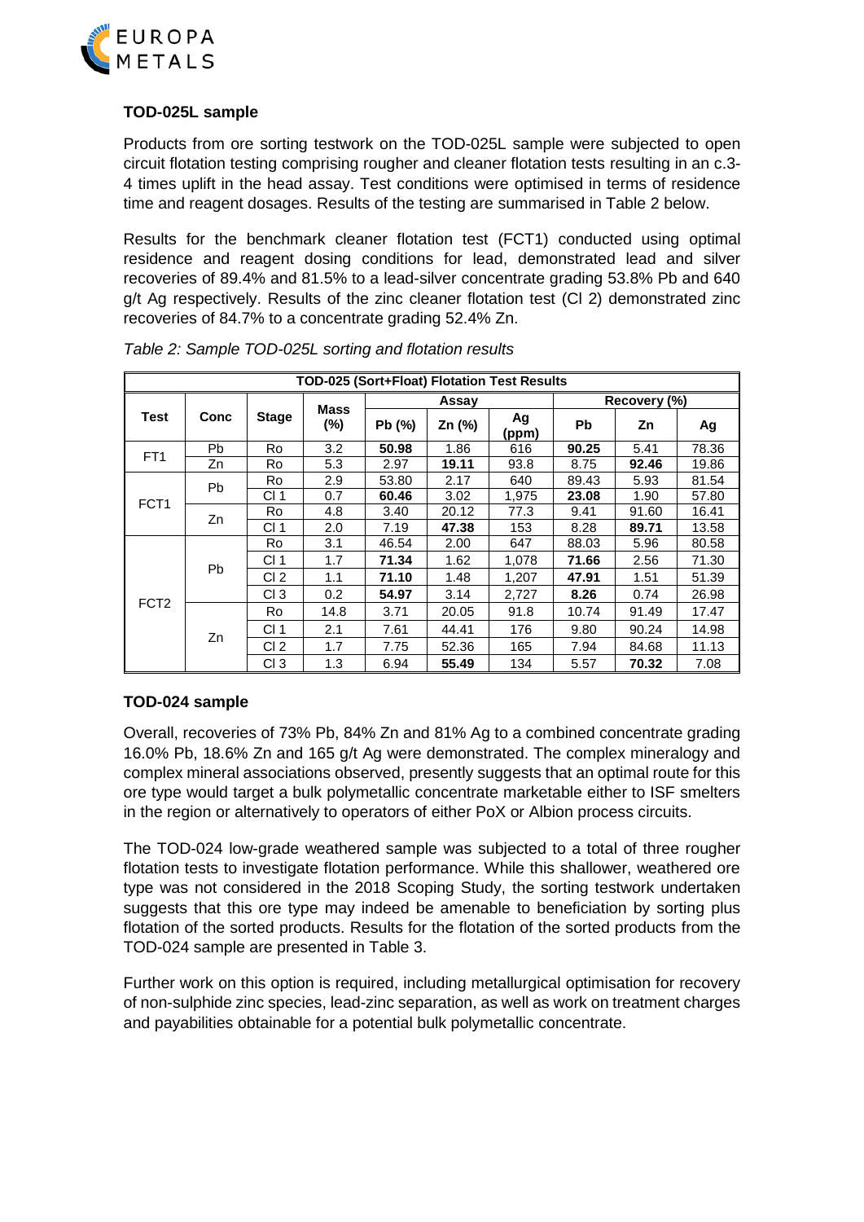### TOD-025L sample

Products from ore sorting testwork on the TOD-025L sample were subjected to open circuit flotation testing comprising rougher and cleaner flotation tests resulting in an c.3-4 times uplift in the head assay. Test conditions were optimised in terms of residence time and reagent dosages. Results of the testing are summarised in Table 2 below.

Results for the benchmark cleaner flotation test (FCT1) conducted using optimal residence and reagent dosing conditions for lead, demonstrated lead and silver recoveries of 89.4% and 81.5% to a lead-silver concentrate grading 53.8% Pb and 640 g/t Ag respectively. Results of the zinc cleaner flotation test (Cl 2) demonstrated zinc recoveries of 84.7% to a concentrate grading 52.4% Zn.

*Table 2: Sample TOD-025L sorting and flotation results*

| TOD-025 (Sort+Float) Flotation Test Results | | | | | | | | | |
|---|---|---|---|---|---|---|---|---|---|
| Test | Conc | Stage | Mass (%) | Assay | | | Recovery (%) | | |
| | | | | Pb (%) | Zn (%) | Ag (ppm) | Pb | Zn | Ag |
| FT1 | Pb | Ro | 3.2 | **50.98** | 1.86 | 616 | **90.25** | 5.41 | 78.36 |
| | Zn | Ro | 5.3 | 2.97 | **19.11** | 93.8 | 8.75 | **92.46** | 19.86 |
| FCT1 | Pb | Ro | 2.9 | 53.80 | 2.17 | 640 | 89.43 | 5.93 | 81.54 |
| | | Cl 1 | 0.7 | **60.46** | 3.02 | 1,975 | **23.08** | 1.90 | 57.80 |
| | Zn | Ro | 4.8 | 3.40 | 20.12 | 77.3 | 9.41 | 91.60 | 16.41 |
| | | Cl 1 | 2.0 | 7.19 | **47.38** | 153 | 8.28 | **89.71** | 13.58 |
| FCT2 | Pb | Ro | 3.1 | 46.54 | 2.00 | 647 | 88.03 | 5.96 | 80.58 |
| | | Cl 1 | 1.7 | **71.34** | 1.62 | 1,078 | **71.66** | 2.56 | 71.30 |
| | | Cl 2 | 1.1 | **71.10** | 1.48 | 1,207 | **47.91** | 1.51 | 51.39 |
| | | Cl 3 | 0.2 | **54.97** | 3.14 | 2,727 | **8.26** | 0.74 | 26.98 |
| | Zn | Ro | 14.8 | 3.71 | 20.05 | 91.8 | 10.74 | 91.49 | 17.47 |
| | | Cl 1 | 2.1 | 7.61 | 44.41 | 176 | 9.80 | 90.24 | 14.98 |
| | | Cl 2 | 1.7 | 7.75 | 52.36 | 165 | 7.94 | 84.68 | 11.13 |
| | | Cl 3 | 1.3 | 6.94 | **55.49** | 134 | 5.57 | **70.32** | 7.08 |

### TOD-024 sample

Overall, recoveries of 73% Pb, 84% Zn and 81% Ag to a combined concentrate grading 16.0% Pb, 18.6% Zn and 165 g/t Ag were demonstrated. The complex mineralogy and complex mineral associations observed, presently suggests that an optimal route for this ore type would target a bulk polymetallic concentrate marketable either to ISF smelters in the region or alternatively to operators of either PoX or Albion process circuits.

The TOD-024 low-grade weathered sample was subjected to a total of three rougher flotation tests to investigate flotation performance. While this shallower, weathered ore type was not considered in the 2018 Scoping Study, the sorting testwork undertaken suggests that this ore type may indeed be amenable to beneficiation by sorting plus flotation of the sorted products. Results for the flotation of the sorted products from the TOD-024 sample are presented in Table 3.

Further work on this option is required, including metallurgical optimisation for recovery of non-sulphide zinc species, lead-zinc separation, as well as work on treatment charges and payabilities obtainable for a potential bulk polymetallic concentrate.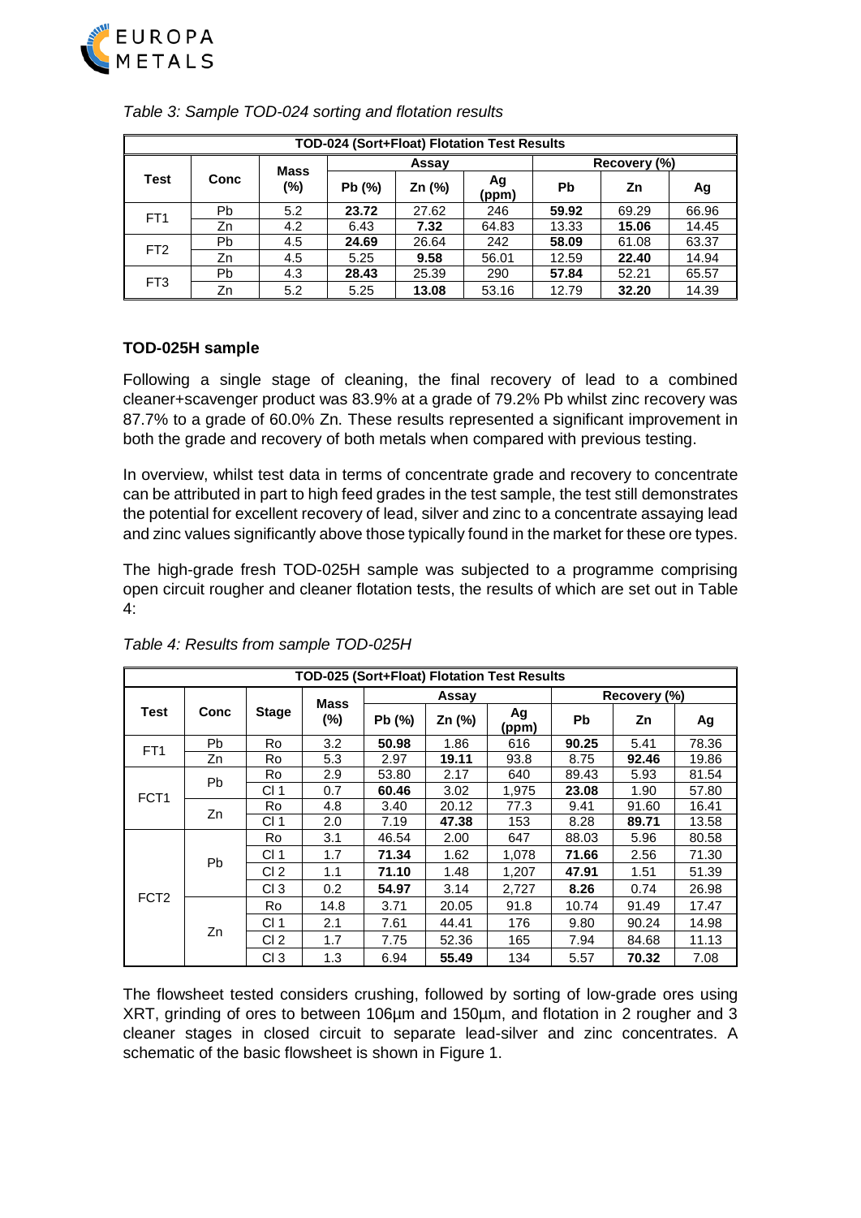*Table 3: Sample TOD-024 sorting and flotation results*

| TOD-024 (Sort+Float) Flotation Test Results | | | | | | | | |
|---|---|---|---|---|---|---|---|---|
| Test | Conc | Mass (%) | Assay | | | Recovery (%) | | |
| | | | Pb (%) | Zn (%) | Ag (ppm) | Pb | Zn | Ag |
| FT1 | Pb | 5.2 | **23.72** | 27.62 | 246 | **59.92** | 69.29 | 66.96 |
| | Zn | 4.2 | 6.43 | **7.32** | 64.83 | 13.33 | **15.06** | 14.45 |
| FT2 | Pb | 4.5 | **24.69** | 26.64 | 242 | **58.09** | 61.08 | 63.37 |
| | Zn | 4.5 | 5.25 | **9.58** | 56.01 | 12.59 | **22.40** | 14.94 |
| FT3 | Pb | 4.3 | **28.43** | 25.39 | 290 | **57.84** | 52.21 | 65.57 |
| | Zn | 5.2 | 5.25 | **13.08** | 53.16 | 12.79 | **32.20** | 14.39 |

**TOD-025H sample**

Following a single stage of cleaning, the final recovery of lead to a combined cleaner+scavenger product was 83.9% at a grade of 79.2% Pb whilst zinc recovery was 87.7% to a grade of 60.0% Zn. These results represented a significant improvement in both the grade and recovery of both metals when compared with previous testing.

In overview, whilst test data in terms of concentrate grade and recovery to concentrate can be attributed in part to high feed grades in the test sample, the test still demonstrates the potential for excellent recovery of lead, silver and zinc to a concentrate assaying lead and zinc values significantly above those typically found in the market for these ore types.

The high-grade fresh TOD-025H sample was subjected to a programme comprising open circuit rougher and cleaner flotation tests, the results of which are set out in Table 4:

*Table 4: Results from sample TOD-025H*

| TOD-025 (Sort+Float) Flotation Test Results | | | | | | | | | |
|---|---|---|---|---|---|---|---|---|---|
| Test | Conc | Stage | Mass (%) | Assay | | | Recovery (%) | | |
| | | | | Pb (%) | Zn (%) | Ag (ppm) | Pb | Zn | Ag |
| FT1 | Pb | Ro | 3.2 | **50.98** | 1.86 | 616 | **90.25** | 5.41 | 78.36 |
| | Zn | Ro | 5.3 | 2.97 | **19.11** | 93.8 | 8.75 | **92.46** | 19.86 |
| FCT1 | Pb | Ro | 2.9 | 53.80 | 2.17 | 640 | 89.43 | 5.93 | 81.54 |
| | | Cl 1 | 0.7 | **60.46** | 3.02 | 1,975 | **23.08** | 1.90 | 57.80 |
| | Zn | Ro | 4.8 | 3.40 | 20.12 | 77.3 | 9.41 | 91.60 | 16.41 |
| | | Cl 1 | 2.0 | 7.19 | **47.38** | 153 | 8.28 | **89.71** | 13.58 |
| FCT2 | Pb | Ro | 3.1 | 46.54 | 2.00 | 647 | 88.03 | 5.96 | 80.58 |
| | | Cl 1 | 1.7 | **71.34** | 1.62 | 1,078 | **71.66** | 2.56 | 71.30 |
| | | Cl 2 | 1.1 | **71.10** | 1.48 | 1,207 | **47.91** | 1.51 | 51.39 |
| | | Cl 3 | 0.2 | **54.97** | 3.14 | 2,727 | **8.26** | 0.74 | 26.98 |
| | Zn | Ro | 14.8 | 3.71 | 20.05 | 91.8 | 10.74 | 91.49 | 17.47 |
| | | Cl 1 | 2.1 | 7.61 | 44.41 | 176 | 9.80 | 90.24 | 14.98 |
| | | Cl 2 | 1.7 | 7.75 | 52.36 | 165 | 7.94 | 84.68 | 11.13 |
| | | Cl 3 | 1.3 | 6.94 | **55.49** | 134 | 5.57 | **70.32** | 7.08 |

The flowsheet tested considers crushing, followed by sorting of low-grade ores using XRT, grinding of ores to between 106µm and 150µm, and flotation in 2 rougher and 3 cleaner stages in closed circuit to separate lead-silver and zinc concentrates. A schematic of the basic flowsheet is shown in Figure 1.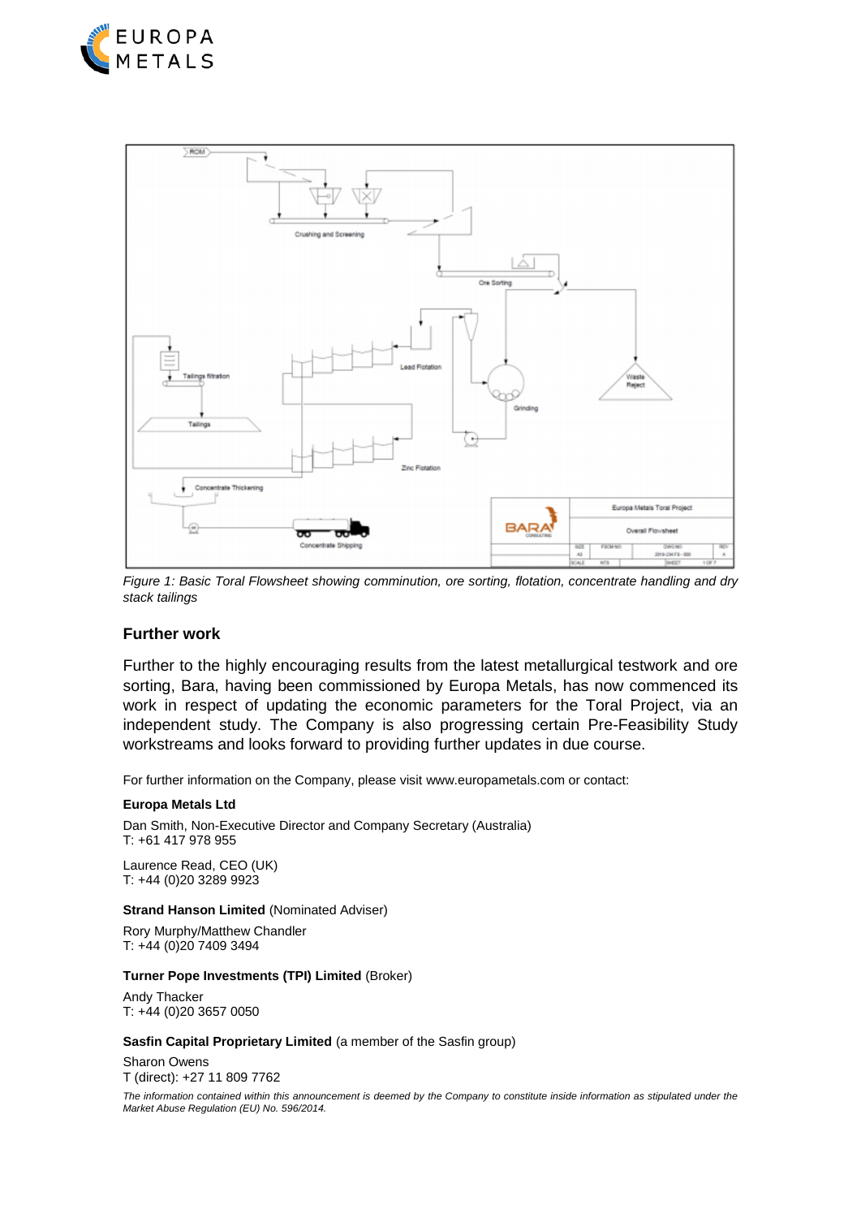ROM

Crushing and Screening

Ore Sorting

Lead Flotation

Tailings filtration

Tailings

Grinding

Waste Reject

Zinc Flotation

Concentrate Thickening

Concentrate Shipping

BARA CONSULTING

Europa Metals Toral Project

Overall Flowsheet

*Figure 1: Basic Toral Flowsheet showing comminution, ore sorting, flotation, concentrate handling and dry stack tailings*

### Further work

Further to the highly encouraging results from the latest metallurgical testwork and ore sorting, Bara, having been commissioned by Europa Metals, has now commenced its work in respect of updating the economic parameters for the Toral Project, via an independent study. The Company is also progressing certain Pre-Feasibility Study workstreams and looks forward to providing further updates in due course.

For further information on the Company, please visit www.europametals.com or contact:

**Europa Metals Ltd**

Dan Smith, Non-Executive Director and Company Secretary (Australia)
T: +61 417 978 955

Laurence Read, CEO (UK)
T: +44 (0)20 3289 9923

**Strand Hanson Limited** (Nominated Adviser)

Rory Murphy/Matthew Chandler
T: +44 (0)20 7409 3494

**Turner Pope Investments (TPI) Limited** (Broker)

Andy Thacker
T: +44 (0)20 3657 0050

**Sasfin Capital Proprietary Limited** (a member of the Sasfin group)

Sharon Owens
T (direct): +27 11 809 7762

*The information contained within this announcement is deemed by the Company to constitute inside information as stipulated under the Market Abuse Regulation (EU) No. 596/2014.*